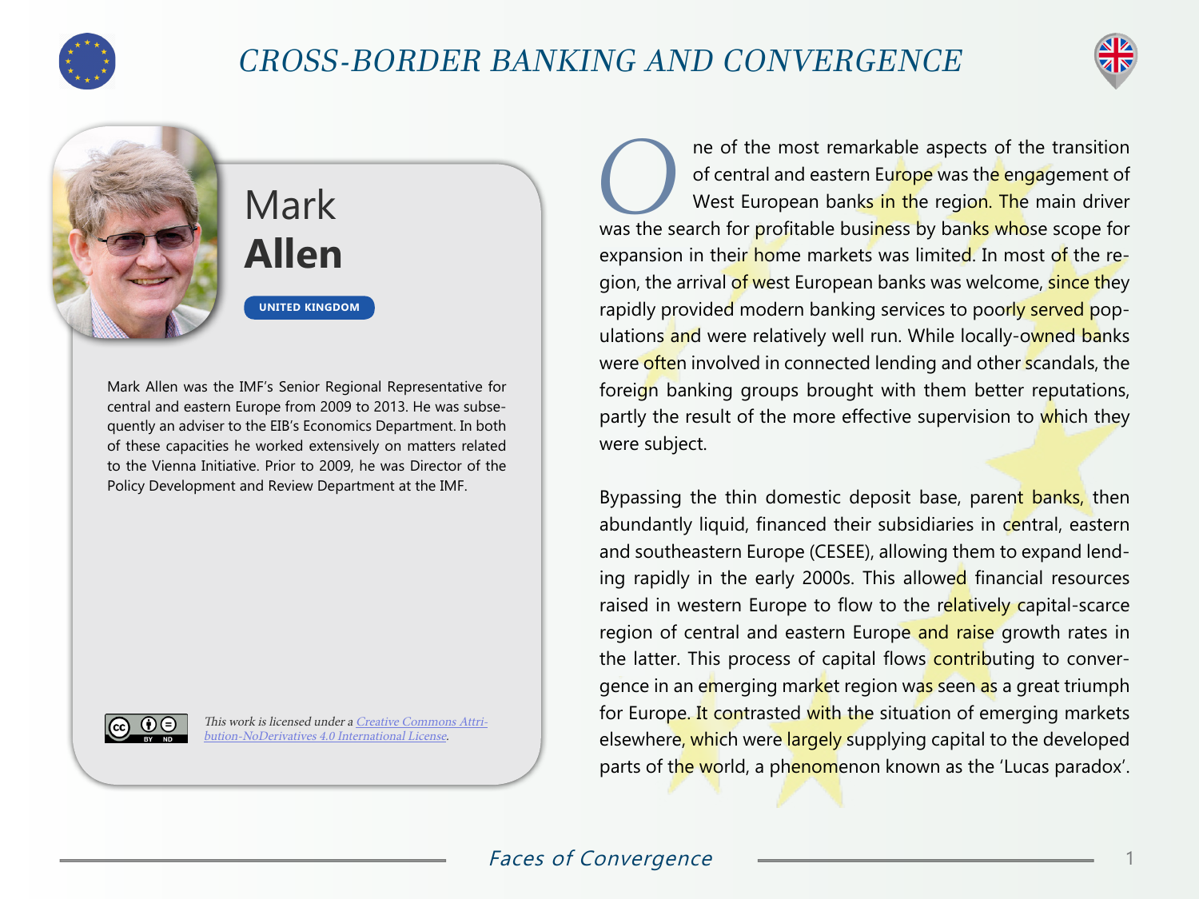# CROSS-BORDER BANKING AND CONVERGENCE

## Mark **Allen**

**UNITED KINGDOM**

Mark Allen was the IMF's Senior Regional Representative for central and eastern Europe from 2009 to 2013. He was subsequently an adviser to the EIB's Economics Department. In both of these capacities he worked extensively on matters related to the Vienna Initiative. Prior to 2009, he was Director of the Policy Development and Review Department at the IMF.

*This work is licensed under a [Creative Commons Attribution-NoDerivatives 4.0 International License](https://creativecommons.org/licenses/by-nd/4.0/).*

One of the most remarkable aspects of the transition of central and eastern Europe was the engagement of West European banks in the region. The main driver was the search for profitable business by banks whose scope for expansion in their home markets was limited. In most of the region, the arrival of west European banks was welcome, since they rapidly provided modern banking services to poorly served populations and were relatively well run. While locally-owned banks were often involved in connected lending and other scandals, the foreign banking groups brought with them better reputations, partly the result of the more effective supervision to which they were subject.

Bypassing the thin domestic deposit base, parent banks, then abundantly liquid, financed their subsidiaries in central, eastern and southeastern Europe (CESEE), allowing them to expand lending rapidly in the early 2000s. This allowed financial resources raised in western Europe to flow to the relatively capital-scarce region of central and eastern Europe and raise growth rates in the latter. This process of capital flows contributing to convergence in an emerging market region was seen as a great triumph for Europe. It contrasted with the situation of emerging markets elsewhere, which were largely supplying capital to the developed parts of the world, a phenomenon known as the 'Lucas paradox'.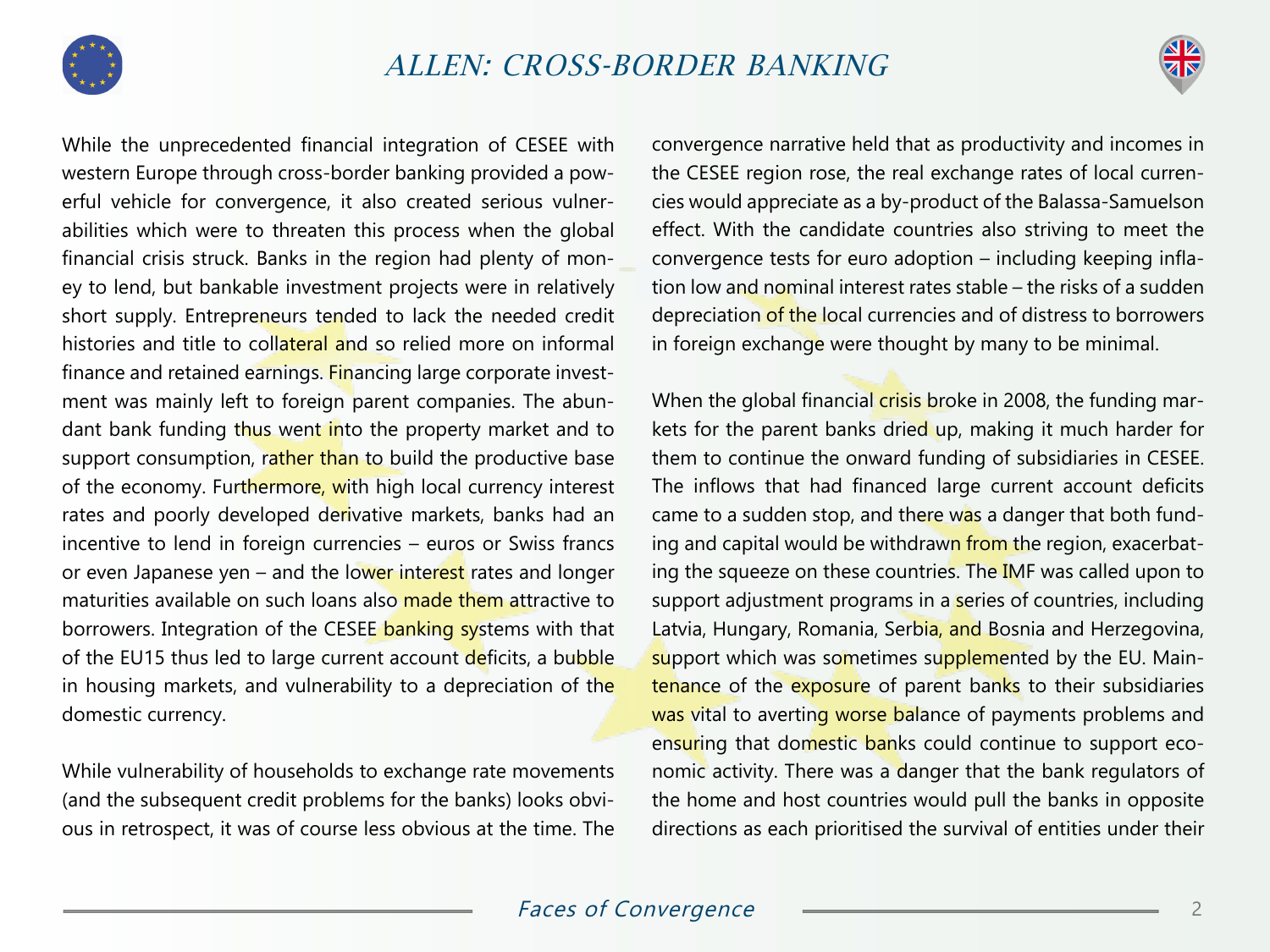While the unprecedented financial integration of CESEE with western Europe through cross-border banking provided a powerful vehicle for convergence, it also created serious vulnerabilities which were to threaten this process when the global financial crisis struck. Banks in the region had plenty of money to lend, but bankable investment projects were in relatively short supply. Entrepreneurs tended to lack the needed credit histories and title to collateral and so relied more on informal finance and retained earnings. Financing large corporate investment was mainly left to foreign parent companies. The abundant bank funding thus went into the property market and to support consumption, rather than to build the productive base of the economy. Furthermore, with high local currency interest rates and poorly developed derivative markets, banks had an incentive to lend in foreign currencies – euros or Swiss francs or even Japanese yen – and the lower interest rates and longer maturities available on such loans also made them attractive to borrowers. Integration of the CESEE banking systems with that of the EU15 thus led to large current account deficits, a bubble in housing markets, and vulnerability to a depreciation of the domestic currency.

While vulnerability of households to exchange rate movements (and the subsequent credit problems for the banks) looks obvious in retrospect, it was of course less obvious at the time. The convergence narrative held that as productivity and incomes in the CESEE region rose, the real exchange rates of local currencies would appreciate as a by-product of the Balassa-Samuelson effect. With the candidate countries also striving to meet the convergence tests for euro adoption – including keeping inflation low and nominal interest rates stable – the risks of a sudden depreciation of the local currencies and of distress to borrowers in foreign exchange were thought by many to be minimal.

When the global financial crisis broke in 2008, the funding markets for the parent banks dried up, making it much harder for them to continue the onward funding of subsidiaries in CESEE. The inflows that had financed large current account deficits came to a sudden stop, and there was a danger that both funding and capital would be withdrawn from the region, exacerbating the squeeze on these countries. The IMF was called upon to support adjustment programs in a series of countries, including Latvia, Hungary, Romania, Serbia, and Bosnia and Herzegovina, support which was sometimes supplemented by the EU. Maintenance of the exposure of parent banks to their subsidiaries was vital to averting worse balance of payments problems and ensuring that domestic banks could continue to support economic activity. There was a danger that the bank regulators of the home and host countries would pull the banks in opposite directions as each prioritised the survival of entities under their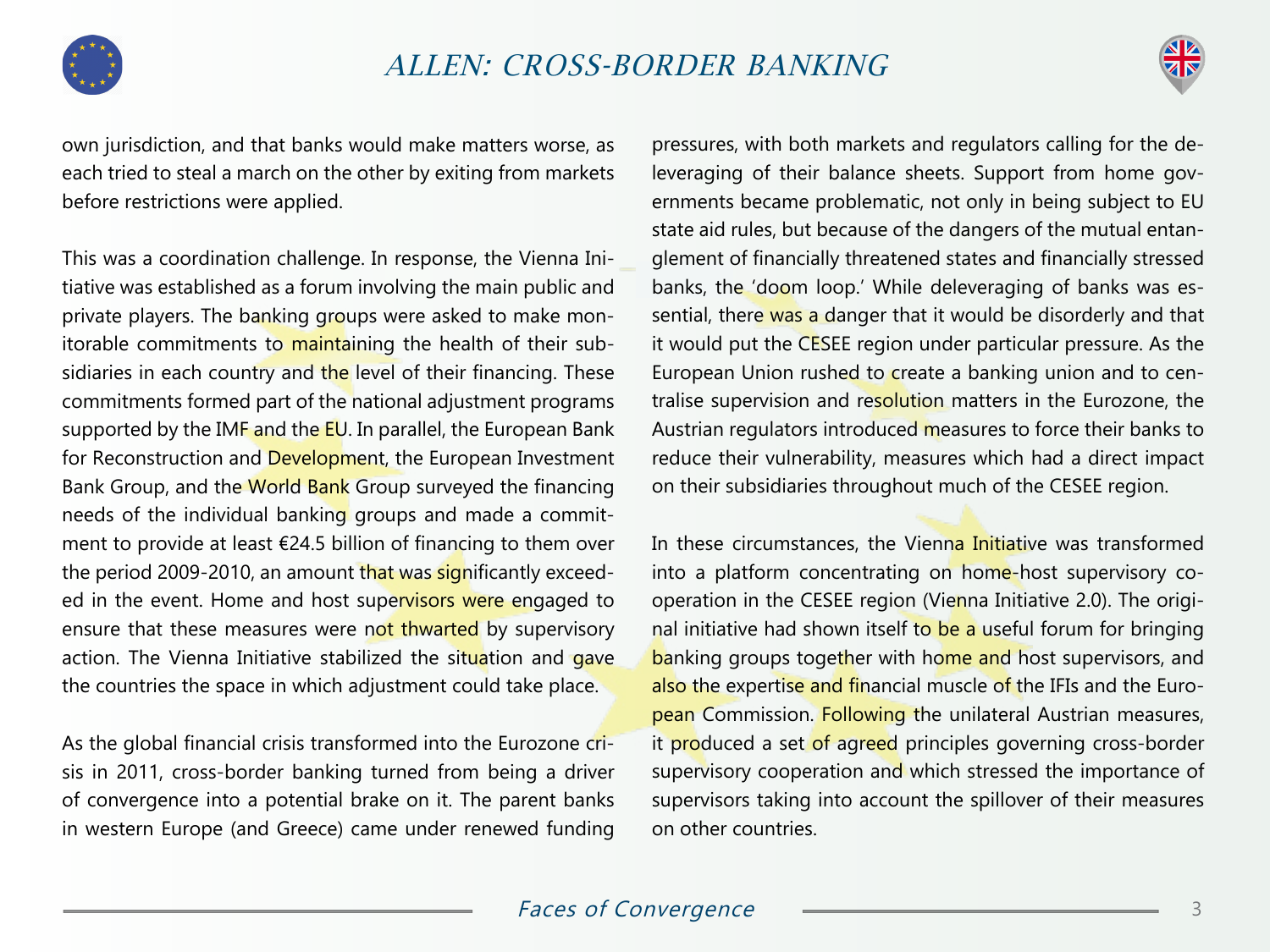own jurisdiction, and that banks would make matters worse, as each tried to steal a march on the other by exiting from markets before restrictions were applied.

This was a coordination challenge. In response, the Vienna Initiative was established as a forum involving the main public and private players. The banking groups were asked to make monitorable commitments to maintaining the health of their subsidiaries in each country and the level of their financing. These commitments formed part of the national adjustment programs supported by the IMF and the EU. In parallel, the European Bank for Reconstruction and Development, the European Investment Bank Group, and the World Bank Group surveyed the financing needs of the individual banking groups and made a commitment to provide at least €24.5 billion of financing to them over the period 2009-2010, an amount that was significantly exceeded in the event. Home and host supervisors were engaged to ensure that these measures were not thwarted by supervisory action. The Vienna Initiative stabilized the situation and gave the countries the space in which adjustment could take place.

As the global financial crisis transformed into the Eurozone crisis in 2011, cross-border banking turned from being a driver of convergence into a potential brake on it. The parent banks in western Europe (and Greece) came under renewed funding pressures, with both markets and regulators calling for the deleveraging of their balance sheets. Support from home governments became problematic, not only in being subject to EU state aid rules, but because of the dangers of the mutual entanglement of financially threatened states and financially stressed banks, the 'doom loop.' While deleveraging of banks was essential, there was a danger that it would be disorderly and that it would put the CESEE region under particular pressure. As the European Union rushed to create a banking union and to centralise supervision and resolution matters in the Eurozone, the Austrian regulators introduced measures to force their banks to reduce their vulnerability, measures which had a direct impact on their subsidiaries throughout much of the CESEE region.

In these circumstances, the Vienna Initiative was transformed into a platform concentrating on home-host supervisory cooperation in the CESEE region (Vienna Initiative 2.0). The original initiative had shown itself to be a useful forum for bringing banking groups together with home and host supervisors, and also the expertise and financial muscle of the IFIs and the European Commission. Following the unilateral Austrian measures, it produced a set of agreed principles governing cross-border supervisory cooperation and which stressed the importance of supervisors taking into account the spillover of their measures on other countries.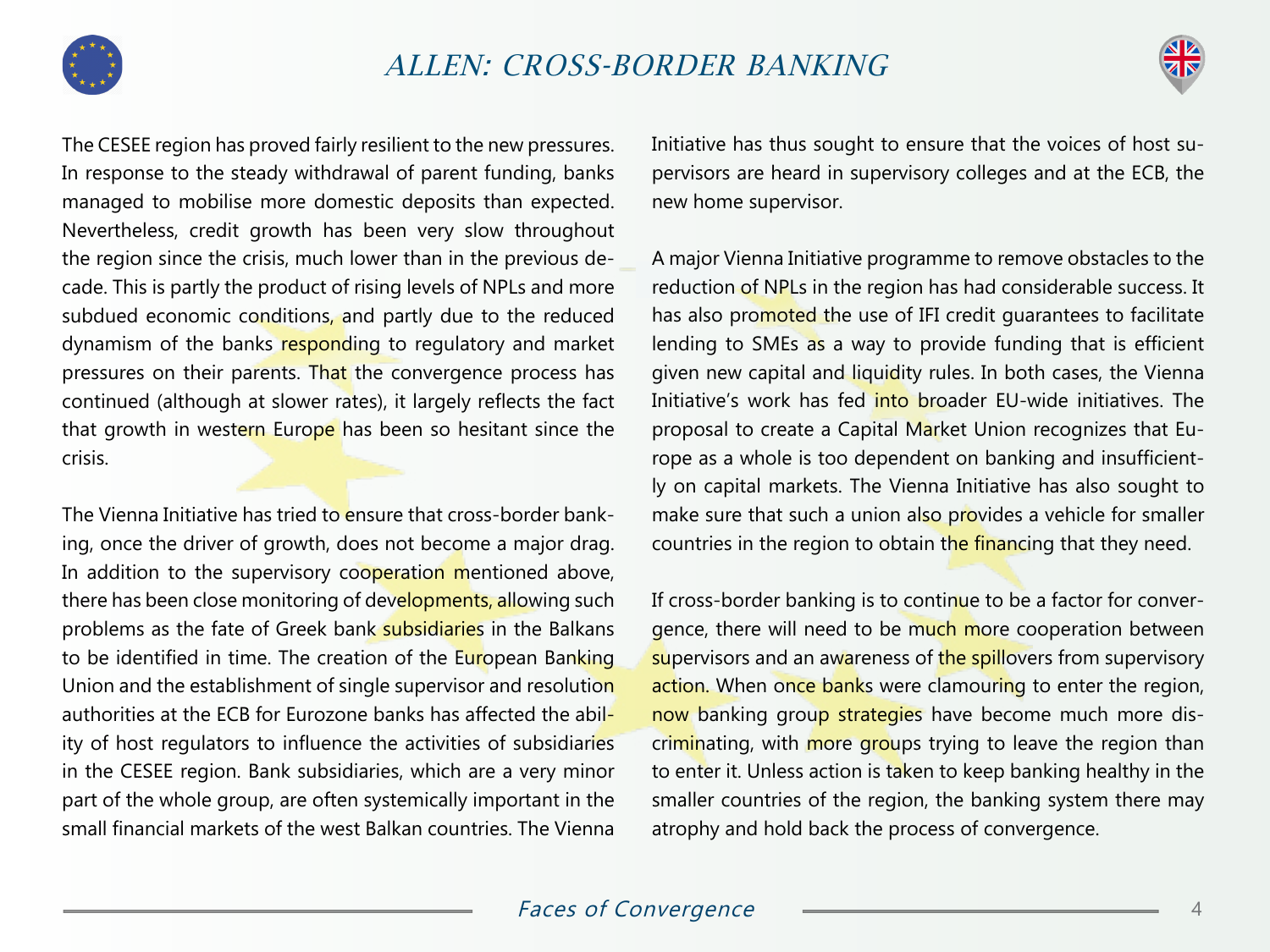The CESEE region has proved fairly resilient to the new pressures. In response to the steady withdrawal of parent funding, banks managed to mobilise more domestic deposits than expected. Nevertheless, credit growth has been very slow throughout the region since the crisis, much lower than in the previous decade. This is partly the product of rising levels of NPLs and more subdued economic conditions, and partly due to the reduced dynamism of the banks responding to regulatory and market pressures on their parents. That the convergence process has continued (although at slower rates), it largely reflects the fact that growth in western Europe has been so hesitant since the crisis.

The Vienna Initiative has tried to ensure that cross-border banking, once the driver of growth, does not become a major drag. In addition to the supervisory cooperation mentioned above, there has been close monitoring of developments, allowing such problems as the fate of Greek bank subsidiaries in the Balkans to be identified in time. The creation of the European Banking Union and the establishment of single supervisor and resolution authorities at the ECB for Eurozone banks has affected the ability of host regulators to influence the activities of subsidiaries in the CESEE region. Bank subsidiaries, which are a very minor part of the whole group, are often systemically important in the small financial markets of the west Balkan countries. The Vienna Initiative has thus sought to ensure that the voices of host supervisors are heard in supervisory colleges and at the ECB, the new home supervisor.

A major Vienna Initiative programme to remove obstacles to the reduction of NPLs in the region has had considerable success. It has also promoted the use of IFI credit guarantees to facilitate lending to SMEs as a way to provide funding that is efficient given new capital and liquidity rules. In both cases, the Vienna Initiative's work has fed into broader EU-wide initiatives. The proposal to create a Capital Market Union recognizes that Europe as a whole is too dependent on banking and insufficiently on capital markets. The Vienna Initiative has also sought to make sure that such a union also provides a vehicle for smaller countries in the region to obtain the financing that they need.

If cross-border banking is to continue to be a factor for convergence, there will need to be much more cooperation between supervisors and an awareness of the spillovers from supervisory action. When once banks were clamouring to enter the region, now banking group strategies have become much more discriminating, with more groups trying to leave the region than to enter it. Unless action is taken to keep banking healthy in the smaller countries of the region, the banking system there may atrophy and hold back the process of convergence.